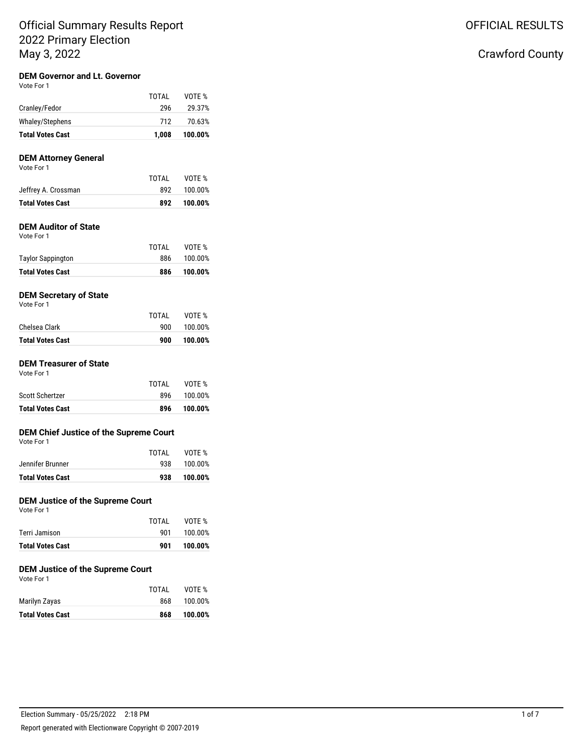# Official Summary Results Report
## 2022 Primary Election
## May 3, 2022

OFFICIAL RESULTS

Crawford County

### DEM Governor and Lt. Governor

Vote For 1

| | TOTAL | VOTE % |
|---|---|---|
| Cranley/Fedor | 296 | 29.37% |
| Whaley/Stephens | 712 | 70.63% |
| **Total Votes Cast** | **1,008** | **100.00%** |

### DEM Attorney General

Vote For 1

| | TOTAL | VOTE % |
|---|---|---|
| Jeffrey A. Crossman | 892 | 100.00% |
| **Total Votes Cast** | **892** | **100.00%** |

### DEM Auditor of State

Vote For 1

| | TOTAL | VOTE % |
|---|---|---|
| Taylor Sappington | 886 | 100.00% |
| **Total Votes Cast** | **886** | **100.00%** |

### DEM Secretary of State

Vote For 1

| | TOTAL | VOTE % |
|---|---|---|
| Chelsea Clark | 900 | 100.00% |
| **Total Votes Cast** | **900** | **100.00%** |

### DEM Treasurer of State

Vote For 1

| | TOTAL | VOTE % |
|---|---|---|
| Scott Schertzer | 896 | 100.00% |
| **Total Votes Cast** | **896** | **100.00%** |

### DEM Chief Justice of the Supreme Court

Vote For 1

| | TOTAL | VOTE % |
|---|---|---|
| Jennifer Brunner | 938 | 100.00% |
| **Total Votes Cast** | **938** | **100.00%** |

### DEM Justice of the Supreme Court

Vote For 1

| | TOTAL | VOTE % |
|---|---|---|
| Terri Jamison | 901 | 100.00% |
| **Total Votes Cast** | **901** | **100.00%** |

### DEM Justice of the Supreme Court

Vote For 1

| | TOTAL | VOTE % |
|---|---|---|
| Marilyn Zayas | 868 | 100.00% |
| **Total Votes Cast** | **868** | **100.00%** |

Election Summary - 05/25/2022 2:18 PM

Report generated with Electionware Copyright © 2007-2019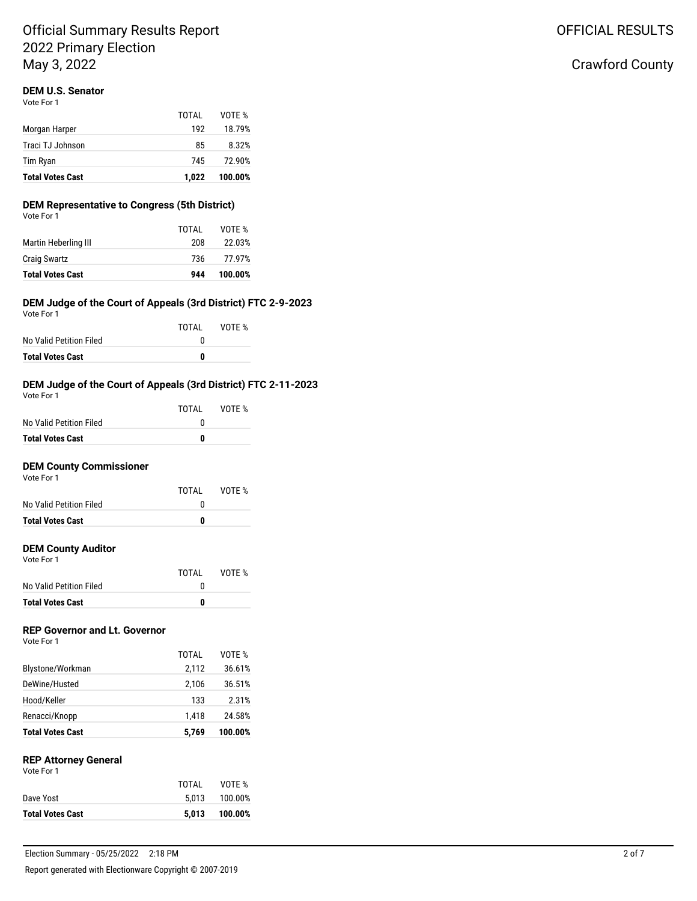# Official Summary Results Report
# 2022 Primary Election
# May 3, 2022

OFFICIAL RESULTS

Crawford County

### DEM U.S. Senator

Vote For 1

| | TOTAL | VOTE % |
|---|---|---|
| Morgan Harper | 192 | 18.79% |
| Traci TJ Johnson | 85 | 8.32% |
| Tim Ryan | 745 | 72.90% |
| **Total Votes Cast** | **1,022** | **100.00%** |

### DEM Representative to Congress (5th District)

Vote For 1

| | TOTAL | VOTE % |
|---|---|---|
| Martin Heberling III | 208 | 22.03% |
| Craig Swartz | 736 | 77.97% |
| **Total Votes Cast** | **944** | **100.00%** |

### DEM Judge of the Court of Appeals (3rd District) FTC 2-9-2023

Vote For 1

| | TOTAL | VOTE % |
|---|---|---|
| No Valid Petition Filed | 0 | |
| **Total Votes Cast** | **0** | |

### DEM Judge of the Court of Appeals (3rd District) FTC 2-11-2023

Vote For 1

| | TOTAL | VOTE % |
|---|---|---|
| No Valid Petition Filed | 0 | |
| **Total Votes Cast** | **0** | |

### DEM County Commissioner

Vote For 1

| | TOTAL | VOTE % |
|---|---|---|
| No Valid Petition Filed | 0 | |
| **Total Votes Cast** | **0** | |

### DEM County Auditor

Vote For 1

| | TOTAL | VOTE % |
|---|---|---|
| No Valid Petition Filed | 0 | |
| **Total Votes Cast** | **0** | |

### REP Governor and Lt. Governor

Vote For 1

| | TOTAL | VOTE % |
|---|---|---|
| Blystone/Workman | 2,112 | 36.61% |
| DeWine/Husted | 2,106 | 36.51% |
| Hood/Keller | 133 | 2.31% |
| Renacci/Knopp | 1,418 | 24.58% |
| **Total Votes Cast** | **5,769** | **100.00%** |

### REP Attorney General

Vote For 1

| | TOTAL | VOTE % |
|---|---|---|
| Dave Yost | 5,013 | 100.00% |
| **Total Votes Cast** | **5,013** | **100.00%** |

Election Summary - 05/25/2022 2:18 PM

Report generated with Electionware Copyright © 2007-2019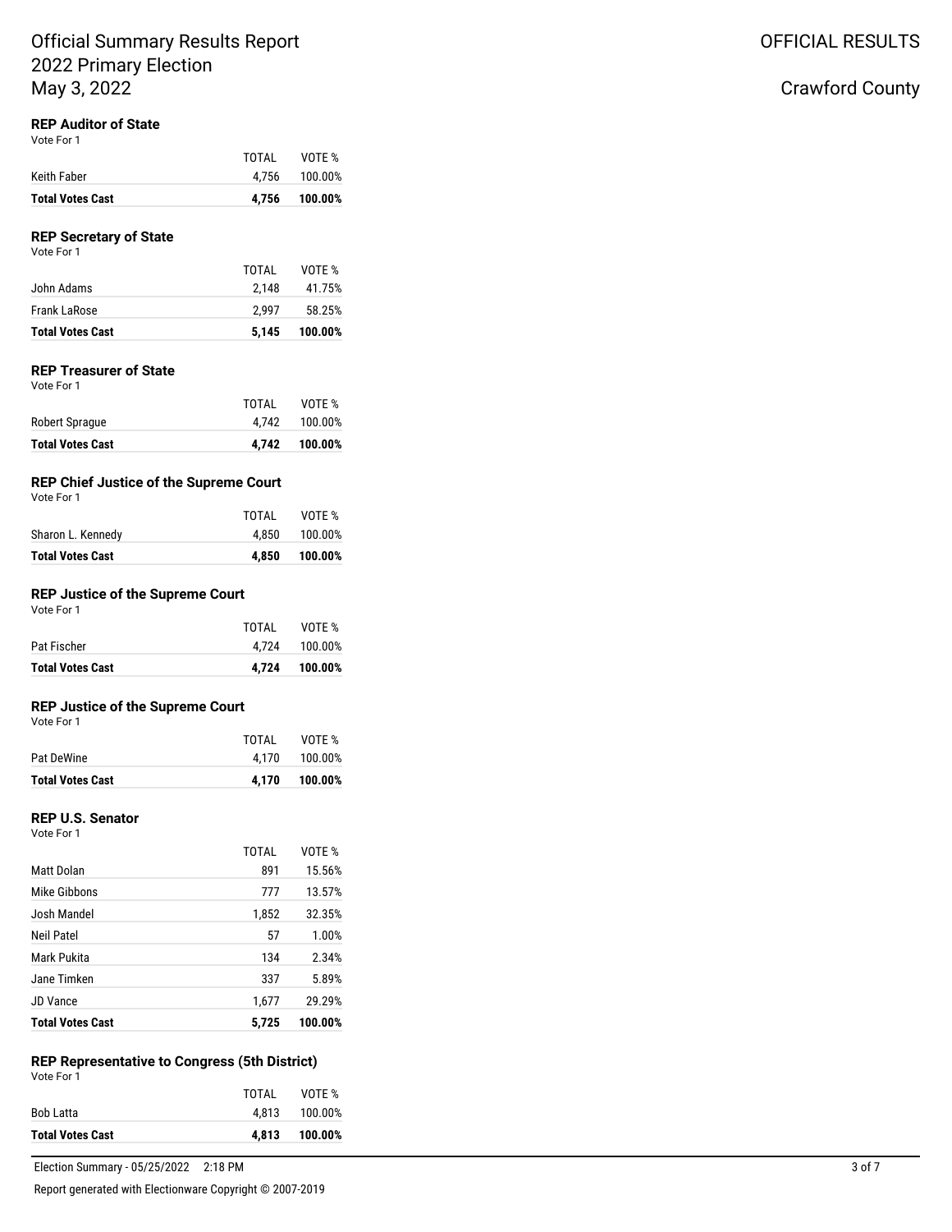# Official Summary Results Report
# 2022 Primary Election
# May 3, 2022

**OFFICIAL RESULTS**

**Crawford County**

### REP Auditor of State

Vote For 1

| | TOTAL | VOTE % |
|---|---|---|
| Keith Faber | 4,756 | 100.00% |
| **Total Votes Cast** | **4,756** | **100.00%** |

### REP Secretary of State

Vote For 1

| | TOTAL | VOTE % |
|---|---|---|
| John Adams | 2,148 | 41.75% |
| Frank LaRose | 2,997 | 58.25% |
| **Total Votes Cast** | **5,145** | **100.00%** |

### REP Treasurer of State

Vote For 1

| | TOTAL | VOTE % |
|---|---|---|
| Robert Sprague | 4,742 | 100.00% |
| **Total Votes Cast** | **4,742** | **100.00%** |

### REP Chief Justice of the Supreme Court

Vote For 1

| | TOTAL | VOTE % |
|---|---|---|
| Sharon L. Kennedy | 4,850 | 100.00% |
| **Total Votes Cast** | **4,850** | **100.00%** |

### REP Justice of the Supreme Court

Vote For 1

| | TOTAL | VOTE % |
|---|---|---|
| Pat Fischer | 4,724 | 100.00% |
| **Total Votes Cast** | **4,724** | **100.00%** |

### REP Justice of the Supreme Court

Vote For 1

| | TOTAL | VOTE % |
|---|---|---|
| Pat DeWine | 4,170 | 100.00% |
| **Total Votes Cast** | **4,170** | **100.00%** |

### REP U.S. Senator

Vote For 1

| | TOTAL | VOTE % |
|---|---|---|
| Matt Dolan | 891 | 15.56% |
| Mike Gibbons | 777 | 13.57% |
| Josh Mandel | 1,852 | 32.35% |
| Neil Patel | 57 | 1.00% |
| Mark Pukita | 134 | 2.34% |
| Jane Timken | 337 | 5.89% |
| JD Vance | 1,677 | 29.29% |
| **Total Votes Cast** | **5,725** | **100.00%** |

### REP Representative to Congress (5th District)

Vote For 1

| | TOTAL | VOTE % |
|---|---|---|
| Bob Latta | 4,813 | 100.00% |
| **Total Votes Cast** | **4,813** | **100.00%** |

Election Summary - 05/25/2022 2:18 PM

Report generated with Electionware Copyright © 2007-2019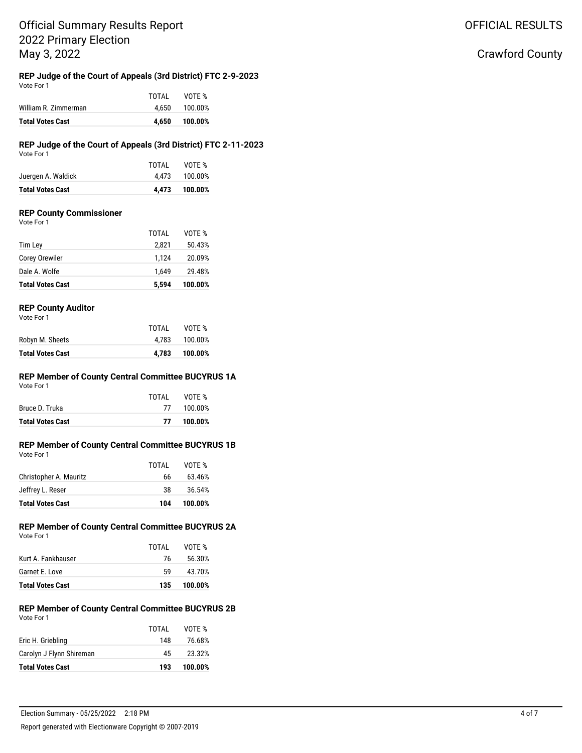# Official Summary Results Report
# 2022 Primary Election
# May 3, 2022

OFFICIAL RESULTS

Crawford County

### REP Judge of the Court of Appeals (3rd District) FTC 2-9-2023

Vote For 1

| | TOTAL | VOTE % |
|---|---|---|
| William R. Zimmerman | 4,650 | 100.00% |
| **Total Votes Cast** | **4,650** | **100.00%** |

### REP Judge of the Court of Appeals (3rd District) FTC 2-11-2023

Vote For 1

| | TOTAL | VOTE % |
|---|---|---|
| Juergen A. Waldick | 4,473 | 100.00% |
| **Total Votes Cast** | **4,473** | **100.00%** |

### REP County Commissioner

Vote For 1

| | TOTAL | VOTE % |
|---|---|---|
| Tim Ley | 2,821 | 50.43% |
| Corey Orewiler | 1,124 | 20.09% |
| Dale A. Wolfe | 1,649 | 29.48% |
| **Total Votes Cast** | **5,594** | **100.00%** |

### REP County Auditor

Vote For 1

| | TOTAL | VOTE % |
|---|---|---|
| Robyn M. Sheets | 4,783 | 100.00% |
| **Total Votes Cast** | **4,783** | **100.00%** |

### REP Member of County Central Committee BUCYRUS 1A

Vote For 1

| | TOTAL | VOTE % |
|---|---|---|
| Bruce D. Truka | 77 | 100.00% |
| **Total Votes Cast** | **77** | **100.00%** |

### REP Member of County Central Committee BUCYRUS 1B

Vote For 1

| | TOTAL | VOTE % |
|---|---|---|
| Christopher A. Mauritz | 66 | 63.46% |
| Jeffrey L. Reser | 38 | 36.54% |
| **Total Votes Cast** | **104** | **100.00%** |

### REP Member of County Central Committee BUCYRUS 2A

Vote For 1

| | TOTAL | VOTE % |
|---|---|---|
| Kurt A. Fankhauser | 76 | 56.30% |
| Garnet E. Love | 59 | 43.70% |
| **Total Votes Cast** | **135** | **100.00%** |

### REP Member of County Central Committee BUCYRUS 2B

Vote For 1

| | TOTAL | VOTE % |
|---|---|---|
| Eric H. Griebling | 148 | 76.68% |
| Carolyn J Flynn Shireman | 45 | 23.32% |
| **Total Votes Cast** | **193** | **100.00%** |

Election Summary - 05/25/2022 2:18 PM

Report generated with Electionware Copyright © 2007-2019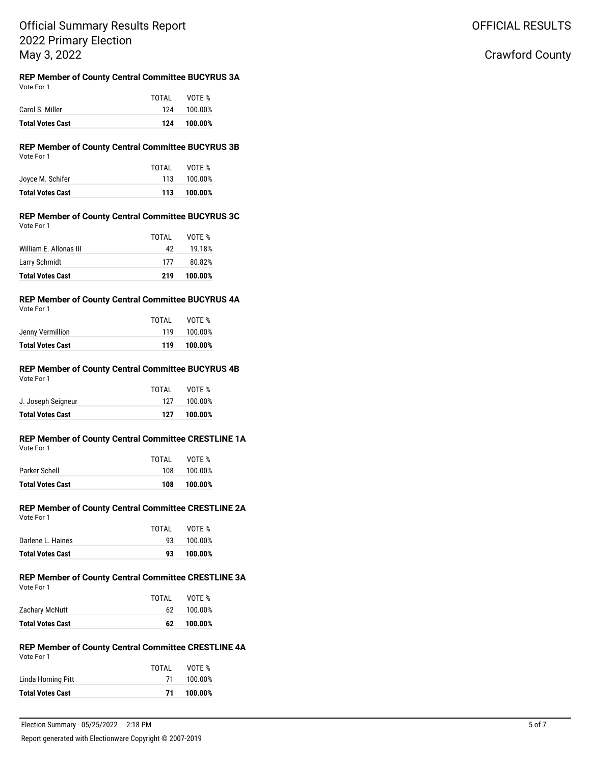### REP Member of County Central Committee BUCYRUS 3A

Vote For 1

| | TOTAL | VOTE % |
|---|---|---|
| Carol S. Miller | 124 | 100.00% |
| **Total Votes Cast** | **124** | **100.00%** |

### REP Member of County Central Committee BUCYRUS 3B

Vote For 1

| | TOTAL | VOTE % |
|---|---|---|
| Joyce M. Schifer | 113 | 100.00% |
| **Total Votes Cast** | **113** | **100.00%** |

### REP Member of County Central Committee BUCYRUS 3C

Vote For 1

| | TOTAL | VOTE % |
|---|---|---|
| William E. Allonas III | 42 | 19.18% |
| Larry Schmidt | 177 | 80.82% |
| **Total Votes Cast** | **219** | **100.00%** |

### REP Member of County Central Committee BUCYRUS 4A

Vote For 1

| | TOTAL | VOTE % |
|---|---|---|
| Jenny Vermillion | 119 | 100.00% |
| **Total Votes Cast** | **119** | **100.00%** |

### REP Member of County Central Committee BUCYRUS 4B

Vote For 1

| | TOTAL | VOTE % |
|---|---|---|
| J. Joseph Seigneur | 127 | 100.00% |
| **Total Votes Cast** | **127** | **100.00%** |

### REP Member of County Central Committee CRESTLINE 1A

Vote For 1

| | TOTAL | VOTE % |
|---|---|---|
| Parker Schell | 108 | 100.00% |
| **Total Votes Cast** | **108** | **100.00%** |

### REP Member of County Central Committee CRESTLINE 2A

Vote For 1

| | TOTAL | VOTE % |
|---|---|---|
| Darlene L. Haines | 93 | 100.00% |
| **Total Votes Cast** | **93** | **100.00%** |

### REP Member of County Central Committee CRESTLINE 3A

Vote For 1

| | TOTAL | VOTE % |
|---|---|---|
| Zachary McNutt | 62 | 100.00% |
| **Total Votes Cast** | **62** | **100.00%** |

### REP Member of County Central Committee CRESTLINE 4A

Vote For 1

| | TOTAL | VOTE % |
|---|---|---|
| Linda Horning Pitt | 71 | 100.00% |
| **Total Votes Cast** | **71** | **100.00%** |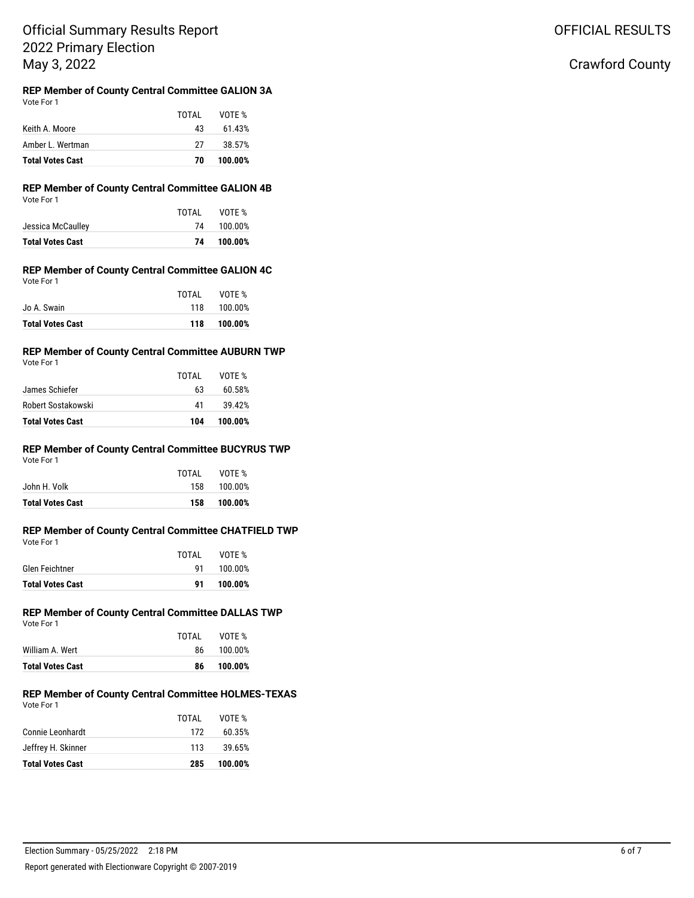### REP Member of County Central Committee GALION 3A

Vote For 1

| | TOTAL | VOTE % |
|---|---|---|
| Keith A. Moore | 43 | 61.43% |
| Amber L. Wertman | 27 | 38.57% |
| **Total Votes Cast** | **70** | **100.00%** |

### REP Member of County Central Committee GALION 4B

Vote For 1

| | TOTAL | VOTE % |
|---|---|---|
| Jessica McCaulley | 74 | 100.00% |
| **Total Votes Cast** | **74** | **100.00%** |

### REP Member of County Central Committee GALION 4C

Vote For 1

| | TOTAL | VOTE % |
|---|---|---|
| Jo A. Swain | 118 | 100.00% |
| **Total Votes Cast** | **118** | **100.00%** |

### REP Member of County Central Committee AUBURN TWP

Vote For 1

| | TOTAL | VOTE % |
|---|---|---|
| James Schiefer | 63 | 60.58% |
| Robert Sostakowski | 41 | 39.42% |
| **Total Votes Cast** | **104** | **100.00%** |

### REP Member of County Central Committee BUCYRUS TWP

Vote For 1

| | TOTAL | VOTE % |
|---|---|---|
| John H. Volk | 158 | 100.00% |
| **Total Votes Cast** | **158** | **100.00%** |

### REP Member of County Central Committee CHATFIELD TWP

Vote For 1

| | TOTAL | VOTE % |
|---|---|---|
| Glen Feichtner | 91 | 100.00% |
| **Total Votes Cast** | **91** | **100.00%** |

### REP Member of County Central Committee DALLAS TWP

Vote For 1

| | TOTAL | VOTE % |
|---|---|---|
| William A. Wert | 86 | 100.00% |
| **Total Votes Cast** | **86** | **100.00%** |

### REP Member of County Central Committee HOLMES-TEXAS

Vote For 1

| | TOTAL | VOTE % |
|---|---|---|
| Connie Leonhardt | 172 | 60.35% |
| Jeffrey H. Skinner | 113 | 39.65% |
| **Total Votes Cast** | **285** | **100.00%** |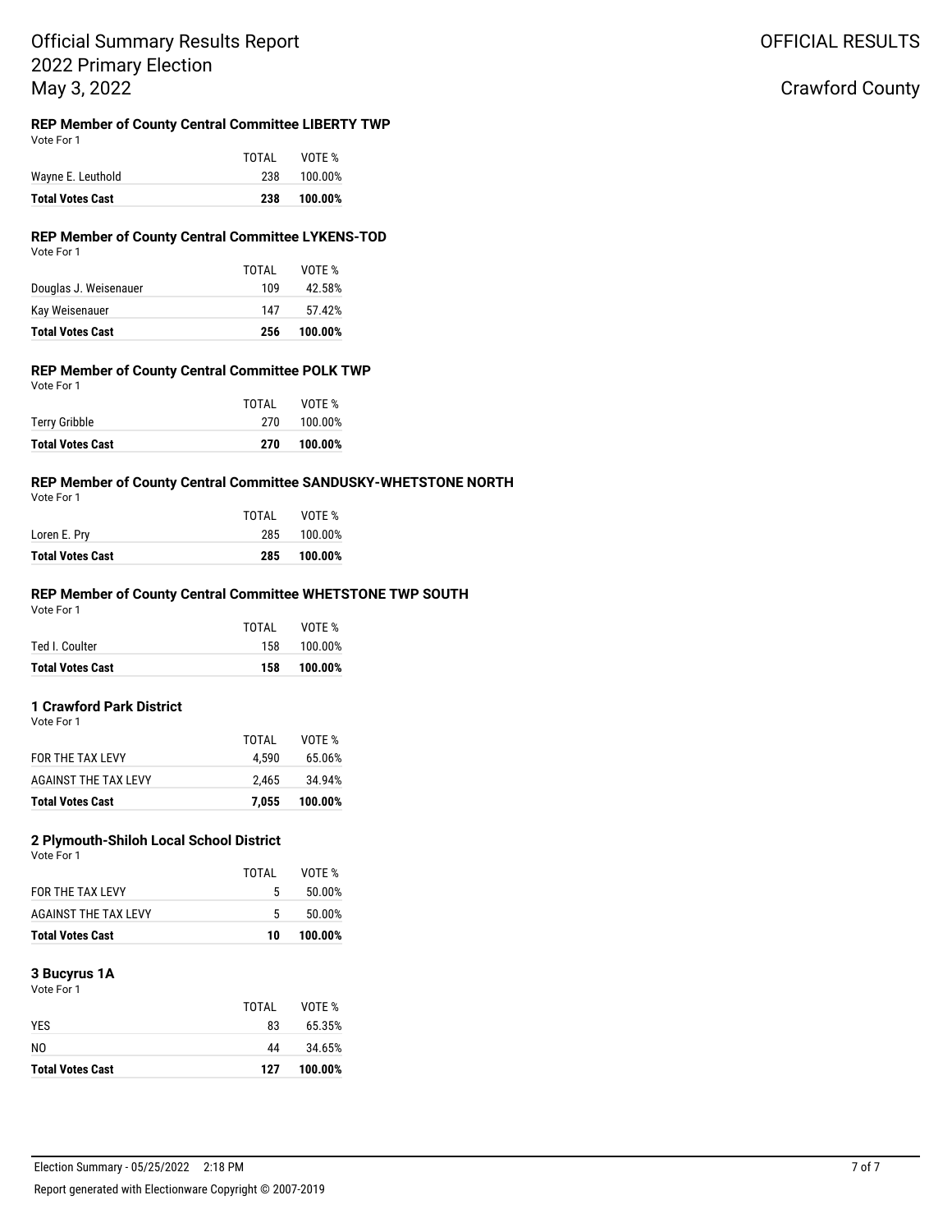### REP Member of County Central Committee LIBERTY TWP

Vote For 1

| | TOTAL | VOTE % |
|---|---|---|
| Wayne E. Leuthold | 238 | 100.00% |
| **Total Votes Cast** | **238** | **100.00%** |

### REP Member of County Central Committee LYKENS-TOD

Vote For 1

| | TOTAL | VOTE % |
|---|---|---|
| Douglas J. Weisenauer | 109 | 42.58% |
| Kay Weisenauer | 147 | 57.42% |
| **Total Votes Cast** | **256** | **100.00%** |

### REP Member of County Central Committee POLK TWP

Vote For 1

| | TOTAL | VOTE % |
|---|---|---|
| Terry Gribble | 270 | 100.00% |
| **Total Votes Cast** | **270** | **100.00%** |

### REP Member of County Central Committee SANDUSKY-WHETSTONE NORTH

Vote For 1

| | TOTAL | VOTE % |
|---|---|---|
| Loren E. Pry | 285 | 100.00% |
| **Total Votes Cast** | **285** | **100.00%** |

### REP Member of County Central Committee WHETSTONE TWP SOUTH

Vote For 1

| | TOTAL | VOTE % |
|---|---|---|
| Ted I. Coulter | 158 | 100.00% |
| **Total Votes Cast** | **158** | **100.00%** |

### 1 Crawford Park District

Vote For 1

| | TOTAL | VOTE % |
|---|---|---|
| FOR THE TAX LEVY | 4,590 | 65.06% |
| AGAINST THE TAX LEVY | 2,465 | 34.94% |
| **Total Votes Cast** | **7,055** | **100.00%** |

### 2 Plymouth-Shiloh Local School District

Vote For 1

| | TOTAL | VOTE % |
|---|---|---|
| FOR THE TAX LEVY | 5 | 50.00% |
| AGAINST THE TAX LEVY | 5 | 50.00% |
| **Total Votes Cast** | **10** | **100.00%** |

### 3 Bucyrus 1A

Vote For 1

| | TOTAL | VOTE % |
|---|---|---|
| YES | 83 | 65.35% |
| NO | 44 | 34.65% |
| **Total Votes Cast** | **127** | **100.00%** |